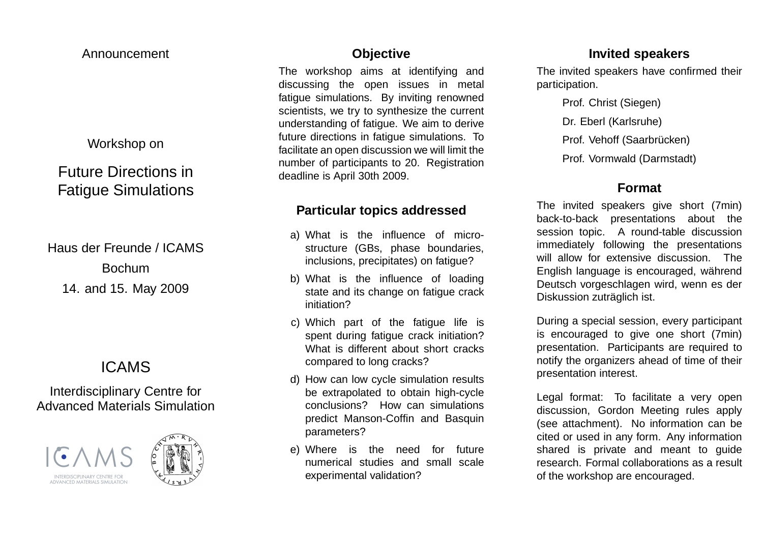Announcement

Workshop on

# Future Directions in Fatigue Simulations

Haus der Freunde / ICAMS

Bochum

14. and 15. May 2009

## ICAMS

Interdisciplinary Centre for Advanced Materials Simulation

ICAMS

INTERDISCIPLINARY CENTRE FOR ADVANCED MATERIALS SIMULATION

## Objective

The workshop aims at identifying and discussing the open issues in metal fatigue simulations. By inviting renowned scientists, we try to synthesize the current understanding of fatigue. We aim to derive future directions in fatigue simulations. To facilitate an open discussion we will limit the number of participants to 20. Registration deadline is April 30th 2009.

## Particular topics addressed

a) What is the influence of micro-structure (GBs, phase boundaries, inclusions, precipitates) on fatigue?

b) What is the influence of loading state and its change on fatigue crack initiation?

c) Which part of the fatigue life is spent during fatigue crack initiation? What is different about short cracks compared to long cracks?

d) How can low cycle simulation results be extrapolated to obtain high-cycle conclusions? How can simulations predict Manson-Coffin and Basquin parameters?

e) Where is the need for future numerical studies and small scale experimental validation?

## Invited speakers

The invited speakers have confirmed their participation.

- Prof. Christ (Siegen)
- Dr. Eberl (Karlsruhe)
- Prof. Vehoff (Saarbrücken)
- Prof. Vormwald (Darmstadt)

## Format

The invited speakers give short (7min) back-to-back presentations about the session topic. A round-table discussion immediately following the presentations will allow for extensive discussion. The English language is encouraged, während Deutsch vorgeschlagen wird, wenn es der Diskussion zuträglich ist.

During a special session, every participant is encouraged to give one short (7min) presentation. Participants are required to notify the organizers ahead of time of their presentation interest.

Legal format: To facilitate a very open discussion, Gordon Meeting rules apply (see attachment). No information can be cited or used in any form. Any information shared is private and meant to guide research. Formal collaborations as a result of the workshop are encouraged.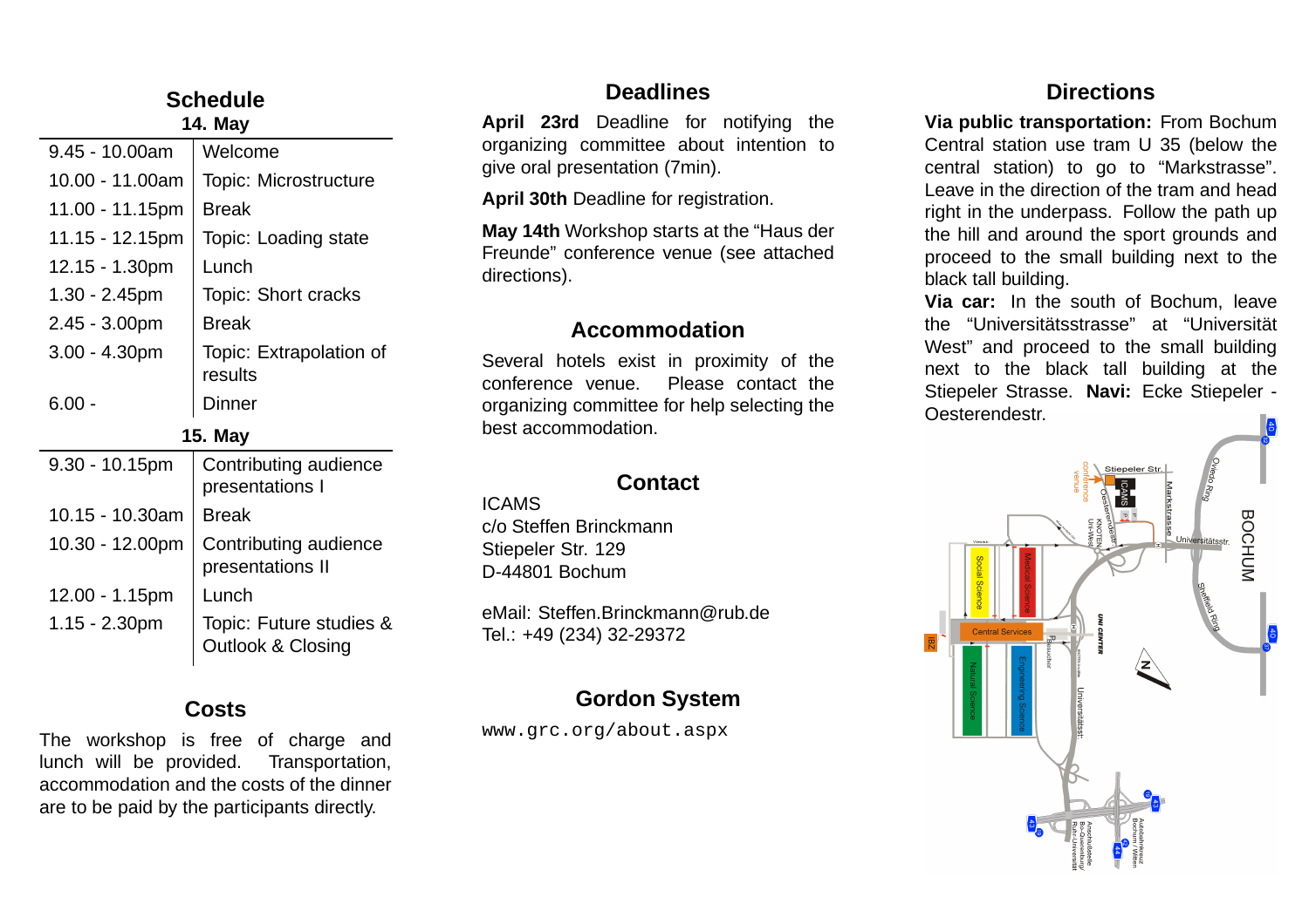## Schedule

**14. May**

| | |
|---|---|
| 9.45 - 10.00am | Welcome |
| 10.00 - 11.00am | Topic: Microstructure |
| 11.00 - 11.15pm | Break |
| 11.15 - 12.15pm | Topic: Loading state |
| 12.15 - 1.30pm | Lunch |
| 1.30 - 2.45pm | Topic: Short cracks |
| 2.45 - 3.00pm | Break |
| 3.00 - 4.30pm | Topic: Extrapolation of results |
| 6.00 - | Dinner |

**15. May**

| | |
|---|---|
| 9.30 - 10.15pm | Contributing audience presentations I |
| 10.15 - 10.30am | Break |
| 10.30 - 12.00pm | Contributing audience presentations II |
| 12.00 - 1.15pm | Lunch |
| 1.15 - 2.30pm | Topic: Future studies & Outlook & Closing |

## Costs

The workshop is free of charge and lunch will be provided. Transportation, accommodation and the costs of the dinner are to be paid by the participants directly.

## Deadlines

**April 23rd** Deadline for notifying the organizing committee about intention to give oral presentation (7min).

**April 30th** Deadline for registration.

**May 14th** Workshop starts at the "Haus der Freunde" conference venue (see attached directions).

## Accommodation

Several hotels exist in proximity of the conference venue. Please contact the organizing committee for help selecting the best accommodation.

## Contact

ICAMS
c/o Steffen Brinckmann
Stiepeler Str. 129
D-44801 Bochum

eMail: Steffen.Brinckmann@rub.de
Tel.: +49 (234) 32-29372

## Gordon System

```
www.grc.org/about.aspx
```

## Directions

**Via public transportation:** From Bochum Central station use tram U 35 (below the central station) to go to "Markstrasse". Leave in the direction of the tram and head right in the underpass. Follow the path up the hill and around the sport grounds and proceed to the small building next to the black tall building.

**Via car:** In the south of Bochum, leave the "Universitätsstrasse" at "Universität West" and proceed to the small building next to the black tall building at the Stiepeler Strasse. **Navi:** Ecke Stiepeler - Oesterendestr.